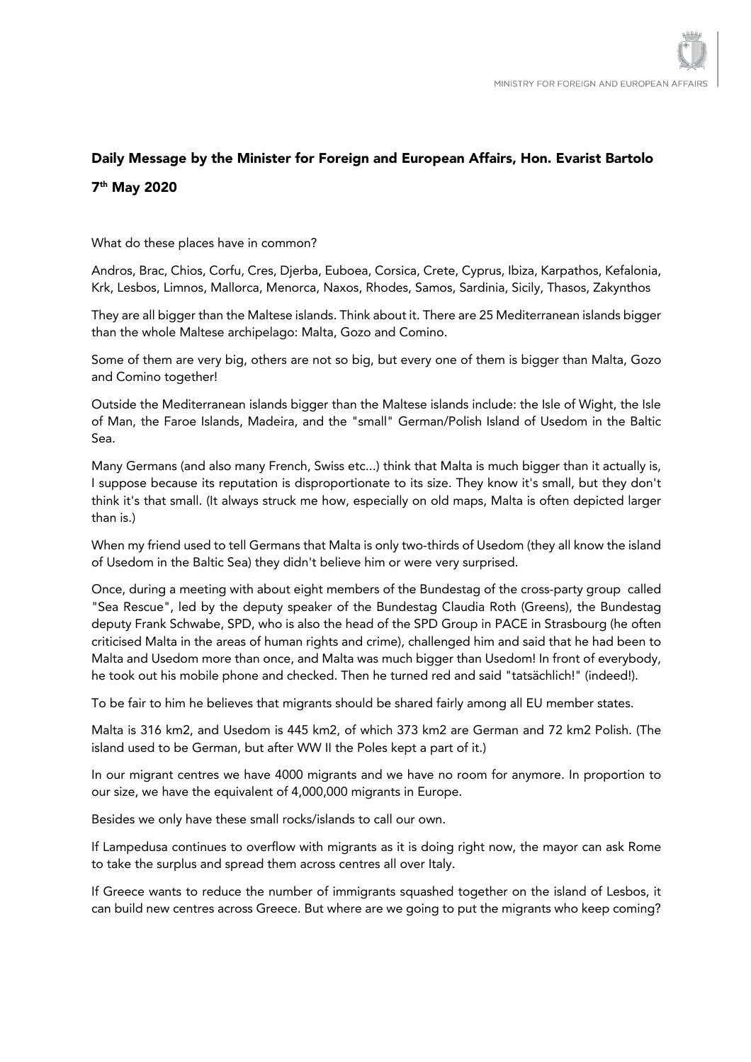### Daily Message by the Minister for Foreign and European Affairs, Hon. Evarist Bartolo

### 7th May 2020

What do these places have in common?

Andros, Brac, Chios, Corfu, Cres, Djerba, Euboea, Corsica, Crete, Cyprus, Ibiza, Karpathos, Kefalonia, Krk, Lesbos, Limnos, Mallorca, Menorca, Naxos, Rhodes, Samos, Sardinia, Sicily, Thasos, Zakynthos

They are all bigger than the Maltese islands. Think about it. There are 25 Mediterranean islands bigger than the whole Maltese archipelago: Malta, Gozo and Comino.

Some of them are very big, others are not so big, but every one of them is bigger than Malta, Gozo and Comino together!

Outside the Mediterranean islands bigger than the Maltese islands include: the Isle of Wight, the Isle of Man, the Faroe Islands, Madeira, and the "small" German/Polish Island of Usedom in the Baltic Sea.

Many Germans (and also many French, Swiss etc...) think that Malta is much bigger than it actually is, I suppose because its reputation is disproportionate to its size. They know it's small, but they don't think it's that small. (It always struck me how, especially on old maps, Malta is often depicted larger than is.)

When my friend used to tell Germans that Malta is only two-thirds of Usedom (they all know the island of Usedom in the Baltic Sea) they didn't believe him or were very surprised.

Once, during a meeting with about eight members of the Bundestag of the cross-party group called "Sea Rescue", led by the deputy speaker of the Bundestag Claudia Roth (Greens), the Bundestag deputy Frank Schwabe, SPD, who is also the head of the SPD Group in PACE in Strasbourg (he often criticised Malta in the areas of human rights and crime), challenged him and said that he had been to Malta and Usedom more than once, and Malta was much bigger than Usedom! In front of everybody, he took out his mobile phone and checked. Then he turned red and said "tatsächlich!" (indeed!).

To be fair to him he believes that migrants should be shared fairly among all EU member states.

Malta is 316 km2, and Usedom is 445 km2, of which 373 km2 are German and 72 km2 Polish. (The island used to be German, but after WW II the Poles kept a part of it.)

In our migrant centres we have 4000 migrants and we have no room for anymore. In proportion to our size, we have the equivalent of 4,000,000 migrants in Europe.

Besides we only have these small rocks/islands to call our own.

If Lampedusa continues to overflow with migrants as it is doing right now, the mayor can ask Rome to take the surplus and spread them across centres all over Italy.

If Greece wants to reduce the number of immigrants squashed together on the island of Lesbos, it can build new centres across Greece. But where are we going to put the migrants who keep coming?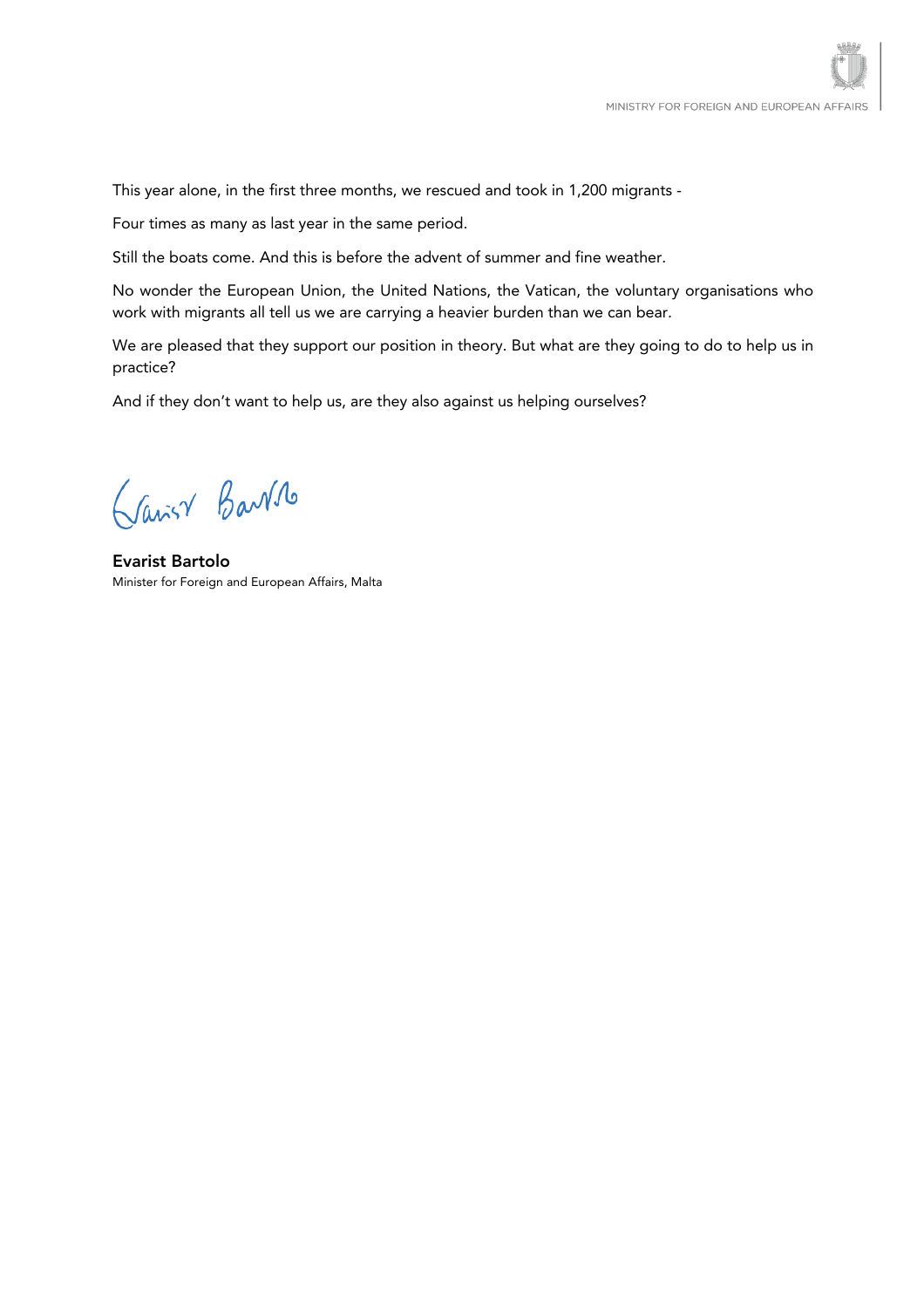This year alone, in the first three months, we rescued and took in 1,200 migrants -

Four times as many as last year in the same period.

Still the boats come. And this is before the advent of summer and fine weather.

No wonder the European Union, the United Nations, the Vatican, the voluntary organisations who work with migrants all tell us we are carrying a heavier burden than we can bear.

We are pleased that they support our position in theory. But what are they going to do to help us in practice?

And if they don't want to help us, are they also against us helping ourselves?

**Evarist Bartolo**
Minister for Foreign and European Affairs, Malta